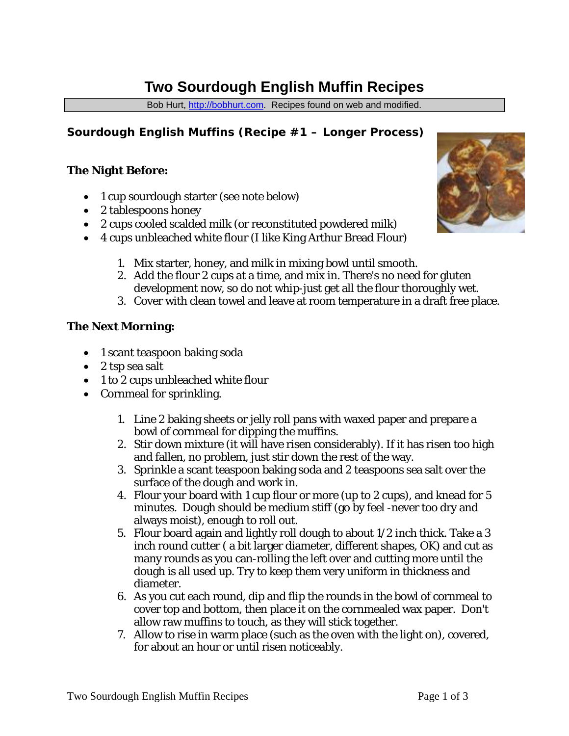# Two Sourdough English Muffin Recipes

Bob Hurt, http://bobhurt.com. Recipes found on web and modified.

## Sourdough English Muffins (Recipe #1 – Longer Process)

### The Night Before:

- 1 cup sourdough starter (see note below)
- 2 tablespoons honey
- 2 cups cooled scalded milk (or reconstituted powdered milk)
- 4 cups unbleached white flour (I like King Arthur Bread Flour)

1. Mix starter, honey, and milk in mixing bowl until smooth.
2. Add the flour 2 cups at a time, and mix in. There's no need for gluten development now, so do not whip-just get all the flour thoroughly wet.
3. Cover with clean towel and leave at room temperature in a draft free place.

### The Next Morning:

- 1 scant teaspoon baking soda
- 2 tsp sea salt
- 1 to 2 cups unbleached white flour
- Cornmeal for sprinkling.

1. Line 2 baking sheets or jelly roll pans with waxed paper and prepare a bowl of cornmeal for dipping the muffins.
2. Stir down mixture (it will have risen considerably). If it has risen too high and fallen, no problem, just stir down the rest of the way.
3. Sprinkle a scant teaspoon baking soda and 2 teaspoons sea salt over the surface of the dough and work in.
4. Flour your board with 1 cup flour or more (up to 2 cups), and knead for 5 minutes. Dough should be medium stiff (go by feel -never too dry and always moist), enough to roll out.
5. Flour board again and lightly roll dough to about 1/2 inch thick. Take a 3 inch round cutter ( a bit larger diameter, different shapes, OK) and cut as many rounds as you can-rolling the left over and cutting more until the dough is all used up. Try to keep them very uniform in thickness and diameter.
6. As you cut each round, dip and flip the rounds in the bowl of cornmeal to cover top and bottom, then place it on the cornmealed wax paper. Don't allow raw muffins to touch, as they will stick together.
7. Allow to rise in warm place (such as the oven with the light on), covered, for about an hour or until risen noticeably.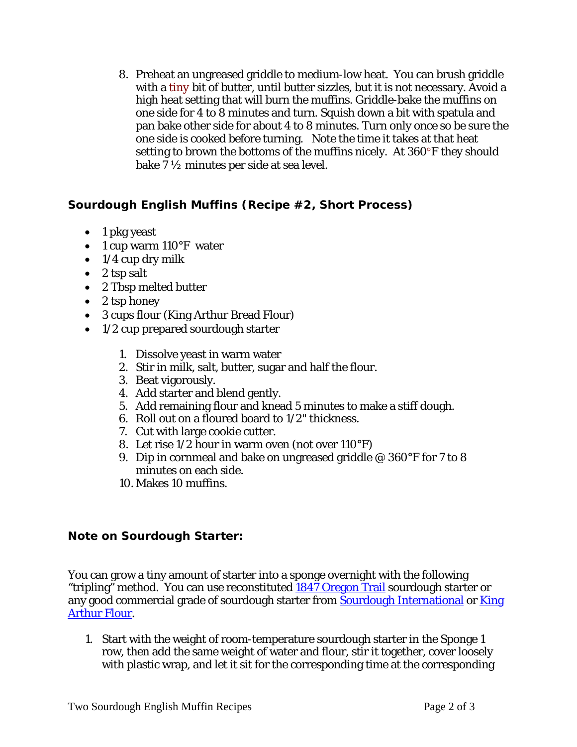8. Preheat an ungreased griddle to medium-low heat. You can brush griddle with a tiny bit of butter, until butter sizzles, but it is not necessary. Avoid a high heat setting that will burn the muffins. Griddle-bake the muffins on one side for 4 to 8 minutes and turn. Squish down a bit with spatula and pan bake other side for about 4 to 8 minutes. Turn only once so be sure the one side is cooked before turning. Note the time it takes at that heat setting to brown the bottoms of the muffins nicely. At 360°F they should bake 7 ½ minutes per side at sea level.

### Sourdough English Muffins (Recipe #2, Short Process)

- 1 pkg yeast
- 1 cup warm 110°F water
- 1/4 cup dry milk
- 2 tsp salt
- 2 Tbsp melted butter
- 2 tsp honey
- 3 cups flour (King Arthur Bread Flour)
- 1/2 cup prepared sourdough starter

1. Dissolve yeast in warm water
2. Stir in milk, salt, butter, sugar and half the flour.
3. Beat vigorously.
4. Add starter and blend gently.
5. Add remaining flour and knead 5 minutes to make a stiff dough.
6. Roll out on a floured board to 1/2" thickness.
7. Cut with large cookie cutter.
8. Let rise 1/2 hour in warm oven (not over 110°F)
9. Dip in cornmeal and bake on ungreased griddle @ 360°F for 7 to 8 minutes on each side.
10. Makes 10 muffins.

### Note on Sourdough Starter:

You can grow a tiny amount of starter into a sponge overnight with the following "tripling" method. You can use reconstituted [1847 Oregon Trail] sourdough starter or any good commercial grade of sourdough starter from [Sourdough International] or [King Arthur Flour].

1. Start with the weight of room-temperature sourdough starter in the Sponge 1 row, then add the same weight of water and flour, stir it together, cover loosely with plastic wrap, and let it sit for the corresponding time at the corresponding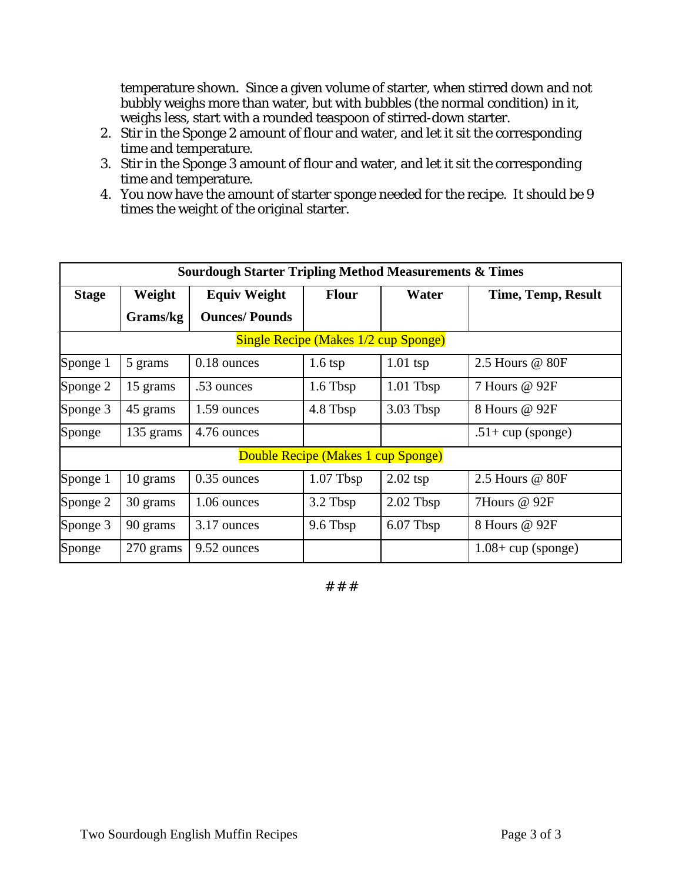temperature shown. Since a given volume of starter, when stirred down and not bubbly weighs more than water, but with bubbles (the normal condition) in it, weighs less, start with a rounded teaspoon of stirred-down starter.

2. Stir in the Sponge 2 amount of flour and water, and let it sit the corresponding time and temperature.
3. Stir in the Sponge 3 amount of flour and water, and let it sit the corresponding time and temperature.
4. You now have the amount of starter sponge needed for the recipe. It should be 9 times the weight of the original starter.

| Sourdough Starter Tripling Method Measurements & Times | | | | | |
|---|---|---|---|---|---|
| **Stage** | **Weight Grams/kg** | **Equiv Weight Ounces/ Pounds** | **Flour** | **Water** | **Time, Temp, Result** |
| Single Recipe (Makes 1/2 cup Sponge) | | | | | |
| Sponge 1 | 5 grams | 0.18 ounces | 1.6 tsp | 1.01 tsp | 2.5 Hours @ 80F |
| Sponge 2 | 15 grams | .53 ounces | 1.6 Tbsp | 1.01 Tbsp | 7 Hours @ 92F |
| Sponge 3 | 45 grams | 1.59 ounces | 4.8 Tbsp | 3.03 Tbsp | 8 Hours @ 92F |
| Sponge | 135 grams | 4.76 ounces | | | .51+ cup (sponge) |
| Double Recipe (Makes 1 cup Sponge) | | | | | |
| Sponge 1 | 10 grams | 0.35 ounces | 1.07 Tbsp | 2.02 tsp | 2.5 Hours @ 80F |
| Sponge 2 | 30 grams | 1.06 ounces | 3.2 Tbsp | 2.02 Tbsp | 7Hours @ 92F |
| Sponge 3 | 90 grams | 3.17 ounces | 9.6 Tbsp | 6.07 Tbsp | 8 Hours @ 92F |
| Sponge | 270 grams | 9.52 ounces | | | 1.08+ cup (sponge) |

# # #